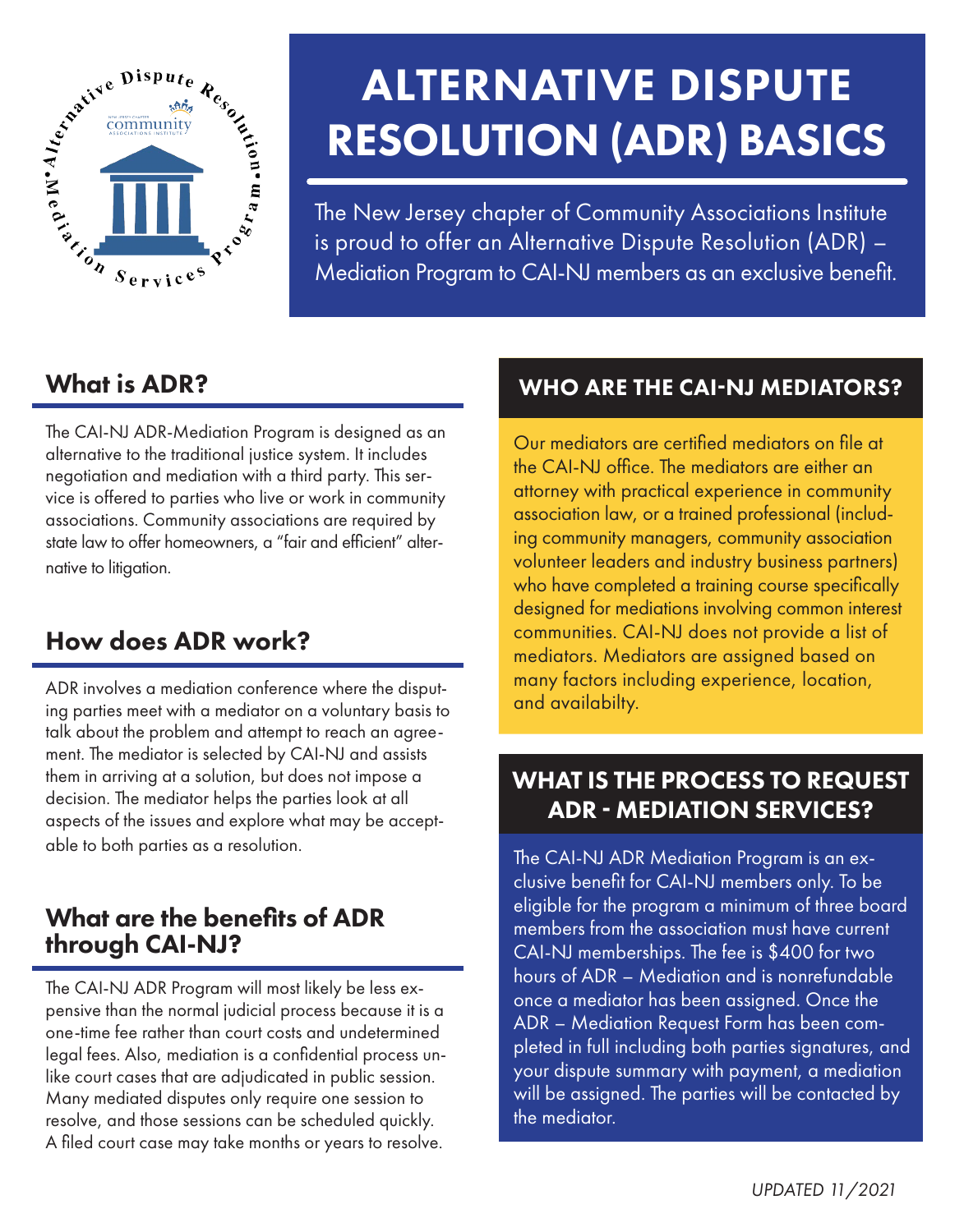# ALTERNATIVE DISPUTE RESOLUTION (ADR) BASICS

The New Jersey chapter of Community Associations Institute is proud to offer an Alternative Dispute Resolution (ADR) – Mediation Program to CAI-NJ members as an exclusive benefit.

## What is ADR?

The CAI-NJ ADR-Mediation Program is designed as an alternative to the traditional justice system. It includes negotiation and mediation with a third party. This service is offered to parties who live or work in community associations. Community associations are required by state law to offer homeowners, a "fair and efficient" alternative to litigation.

## How does ADR work?

ADR involves a mediation conference where the disputing parties meet with a mediator on a voluntary basis to talk about the problem and attempt to reach an agreement. The mediator is selected by CAI-NJ and assists them in arriving at a solution, but does not impose a decision. The mediator helps the parties look at all aspects of the issues and explore what may be acceptable to both parties as a resolution.

## What are the benefits of ADR through CAI-NJ?

The CAI-NJ ADR Program will most likely be less expensive than the normal judicial process because it is a one-time fee rather than court costs and undetermined legal fees. Also, mediation is a confidential process unlike court cases that are adjudicated in public session. Many mediated disputes only require one session to resolve, and those sessions can be scheduled quickly. A filed court case may take months or years to resolve.

## WHO ARE THE CAI-NJ MEDIATORS?

Our mediators are certified mediators on file at the CAI-NJ office. The mediators are either an attorney with practical experience in community association law, or a trained professional (including community managers, community association volunteer leaders and industry business partners) who have completed a training course specifically designed for mediations involving common interest communities. CAI-NJ does not provide a list of mediators. Mediators are assigned based on many factors including experience, location, and availabilty.

## WHAT IS THE PROCESS TO REQUEST ADR - MEDIATION SERVICES?

The CAI-NJ ADR Mediation Program is an exclusive benefit for CAI-NJ members only. To be eligible for the program a minimum of three board members from the association must have current CAI-NJ memberships. The fee is $400 for two hours of ADR – Mediation and is nonrefundable once a mediator has been assigned. Once the ADR – Mediation Request Form has been completed in full including both parties signatures, and your dispute summary with payment, a mediation will be assigned. The parties will be contacted by the mediator.

*UPDATED 11/2021*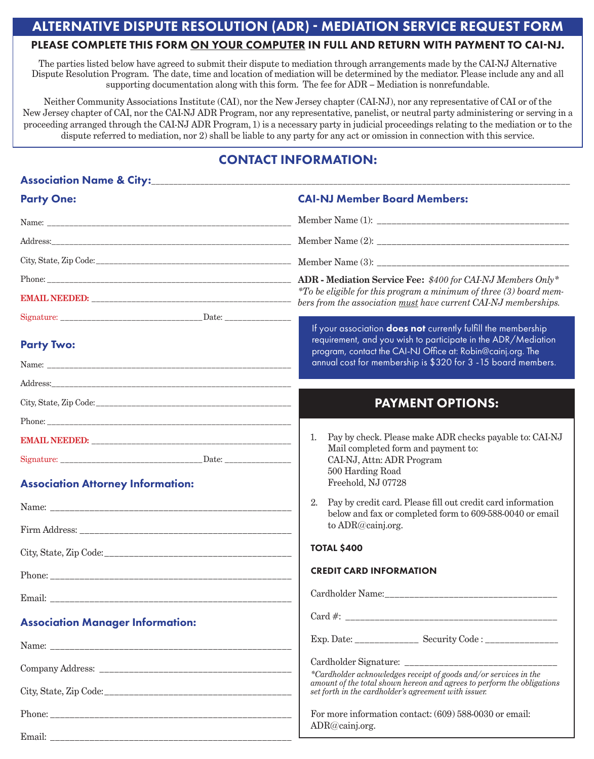# ALTERNATIVE DISPUTE RESOLUTION (ADR) - MEDIATION SERVICE REQUEST FORM

**PLEASE COMPLETE THIS FORM ON YOUR COMPUTER IN FULL AND RETURN WITH PAYMENT TO CAI-NJ.**

The parties listed below have agreed to submit their dispute to mediation through arrangements made by the CAI-NJ Alternative Dispute Resolution Program. The date, time and location of mediation will be determined by the mediator. Please include any and all supporting documentation along with this form. The fee for ADR – Mediation is nonrefundable.

Neither Community Associations Institute (CAI), nor the New Jersey chapter (CAI-NJ), nor any representative of CAI or of the New Jersey chapter of CAI, nor the CAI-NJ ADR Program, nor any representative, panelist, or neutral party administering or serving in a proceeding arranged through the CAI-NJ ADR Program, 1) is a necessary party in judicial proceedings relating to the mediation or to the dispute referred to mediation, nor 2) shall be liable to any party for any act or omission in connection with this service.

## CONTACT INFORMATION:

**Association Name & City:**\_\_\_\_\_\_\_\_\_\_\_\_\_\_\_\_\_\_\_\_\_\_\_\_\_\_\_\_\_\_

### Party One:

Name: \_\_\_\_\_\_\_\_\_\_\_\_\_\_\_\_\_\_\_\_\_\_\_\_

Address:\_\_\_\_\_\_\_\_\_\_\_\_\_\_\_\_\_\_\_\_\_\_\_\_

City, State, Zip Code:\_\_\_\_\_\_\_\_\_\_\_\_\_\_\_\_\_\_\_\_\_\_\_\_

Phone: \_\_\_\_\_\_\_\_\_\_\_\_\_\_\_\_\_\_\_\_\_\_\_\_

**EMAIL NEEDED:** \_\_\_\_\_\_\_\_\_\_\_\_\_\_\_\_\_\_\_\_\_\_\_\_

Signature: \_\_\_\_\_\_\_\_\_\_\_\_\_\_\_\_ Date: \_\_\_\_\_\_\_\_

### Party Two:

Name: \_\_\_\_\_\_\_\_\_\_\_\_\_\_\_\_\_\_\_\_\_\_\_\_

Address:\_\_\_\_\_\_\_\_\_\_\_\_\_\_\_\_\_\_\_\_\_\_\_\_

City, State, Zip Code:\_\_\_\_\_\_\_\_\_\_\_\_\_\_\_\_\_\_\_\_\_\_\_\_

Phone: \_\_\_\_\_\_\_\_\_\_\_\_\_\_\_\_\_\_\_\_\_\_\_\_

**EMAIL NEEDED:** \_\_\_\_\_\_\_\_\_\_\_\_\_\_\_\_\_\_\_\_\_\_\_\_

Signature: \_\_\_\_\_\_\_\_\_\_\_\_\_\_\_\_ Date: \_\_\_\_\_\_\_\_

### Association Attorney Information:

Name: \_\_\_\_\_\_\_\_\_\_\_\_\_\_\_\_\_\_\_\_\_\_\_\_

Firm Address: \_\_\_\_\_\_\_\_\_\_\_\_\_\_\_\_\_\_\_\_\_\_\_\_

City, State, Zip Code:\_\_\_\_\_\_\_\_\_\_\_\_\_\_\_\_\_\_\_\_\_\_\_\_

Phone: \_\_\_\_\_\_\_\_\_\_\_\_\_\_\_\_\_\_\_\_\_\_\_\_

Email: \_\_\_\_\_\_\_\_\_\_\_\_\_\_\_\_\_\_\_\_\_\_\_\_

### Association Manager Information:

Name: \_\_\_\_\_\_\_\_\_\_\_\_\_\_\_\_\_\_\_\_\_\_\_\_

Company Address: \_\_\_\_\_\_\_\_\_\_\_\_\_\_\_\_\_\_\_\_\_\_\_\_

City, State, Zip Code:\_\_\_\_\_\_\_\_\_\_\_\_\_\_\_\_\_\_\_\_\_\_\_\_

Phone: \_\_\_\_\_\_\_\_\_\_\_\_\_\_\_\_\_\_\_\_\_\_\_\_

Email: \_\_\_\_\_\_\_\_\_\_\_\_\_\_\_\_\_\_\_\_\_\_\_\_

### CAI-NJ Member Board Members:

Member Name (1): \_\_\_\_\_\_\_\_\_\_\_\_\_\_\_\_\_\_\_\_\_\_\_\_

Member Name (2): \_\_\_\_\_\_\_\_\_\_\_\_\_\_\_\_\_\_\_\_\_\_\_\_

Member Name (3): \_\_\_\_\_\_\_\_\_\_\_\_\_\_\_\_\_\_\_\_\_\_\_\_

**ADR - Mediation Service Fee:** *$400 for CAI-NJ Members Only\**
*\*To be eligible for this program a minimum of three (3) board members from the association must have current CAI-NJ memberships.*

If your association **does not** currently fulfill the membership requirement, and you wish to participate in the ADR/Mediation program, contact the CAI-NJ Office at: Robin@cainj.org. The annual cost for membership is $320 for 3 -15 board members.

## PAYMENT OPTIONS:

1. Pay by check. Please make ADR checks payable to: CAI-NJ
   Mail completed form and payment to:
   CAI-NJ, Attn: ADR Program
   500 Harding Road
   Freehold, NJ 07728
2. Pay by credit card. Please fill out credit card information below and fax or completed form to 609-588-0040 or email to ADR@cainj.org.

**TOTAL $400**

**CREDIT CARD INFORMATION**

Cardholder Name:\_\_\_\_\_\_\_\_\_\_\_\_\_\_\_\_\_\_\_\_\_\_\_\_

Card #: \_\_\_\_\_\_\_\_\_\_\_\_\_\_\_\_\_\_\_\_\_\_\_\_

Exp. Date: \_\_\_\_\_\_\_\_ Security Code : \_\_\_\_\_\_\_\_

Cardholder Signature: \_\_\_\_\_\_\_\_\_\_\_\_\_\_\_\_\_\_\_\_\_\_\_\_

*\*Cardholder acknowledges receipt of goods and/or services in the amount of the total shown hereon and agrees to perform the obligations set forth in the cardholder's agreement with issuer.*

For more information contact: (609) 588-0030 or email: ADR@cainj.org.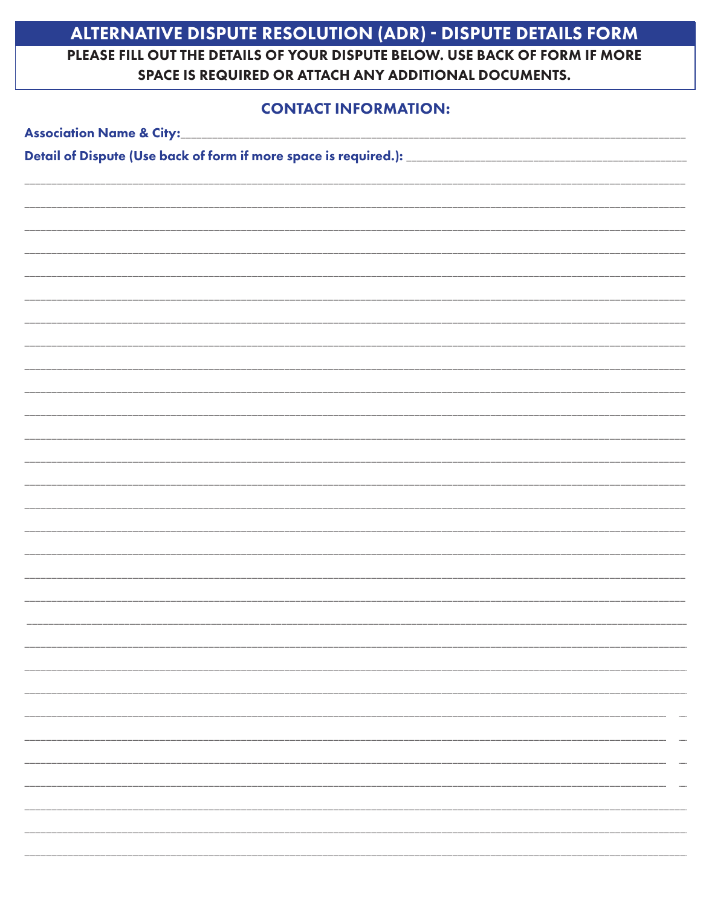# ALTERNATIVE DISPUTE RESOLUTION (ADR) - DISPUTE DETAILS FORM

**PLEASE FILL OUT THE DETAILS OF YOUR DISPUTE BELOW. USE BACK OF FORM IF MORE SPACE IS REQUIRED OR ATTACH ANY ADDITIONAL DOCUMENTS.**

## CONTACT INFORMATION:

**Association Name & City:**\_\_\_\_\_\_\_\_\_\_\_\_\_\_\_\_\_\_\_\_\_\_\_\_\_\_\_\_\_\_\_\_\_\_\_\_\_\_\_\_

**Detail of Dispute (Use back of form if more space is required.):** \_\_\_\_\_\_\_\_\_\_\_\_\_\_\_\_\_\_\_\_\_\_\_\_\_\_\_\_\_\_\_\_\_\_\_\_\_\_\_\_

\_\_\_\_\_\_\_\_\_\_\_\_\_\_\_\_\_\_\_\_\_\_\_\_\_\_\_\_\_\_\_\_\_\_\_\_\_\_\_\_\_\_\_\_\_\_\_\_\_\_\_\_\_\_\_\_\_\_\_\_\_\_\_\_\_\_\_\_\_\_\_\_\_\_\_\_\_\_

\_\_\_\_\_\_\_\_\_\_\_\_\_\_\_\_\_\_\_\_\_\_\_\_\_\_\_\_\_\_\_\_\_\_\_\_\_\_\_\_\_\_\_\_\_\_\_\_\_\_\_\_\_\_\_\_\_\_\_\_\_\_\_\_\_\_\_\_\_\_\_\_\_\_\_\_\_\_

\_\_\_\_\_\_\_\_\_\_\_\_\_\_\_\_\_\_\_\_\_\_\_\_\_\_\_\_\_\_\_\_\_\_\_\_\_\_\_\_\_\_\_\_\_\_\_\_\_\_\_\_\_\_\_\_\_\_\_\_\_\_\_\_\_\_\_\_\_\_\_\_\_\_\_\_\_\_

\_\_\_\_\_\_\_\_\_\_\_\_\_\_\_\_\_\_\_\_\_\_\_\_\_\_\_\_\_\_\_\_\_\_\_\_\_\_\_\_\_\_\_\_\_\_\_\_\_\_\_\_\_\_\_\_\_\_\_\_\_\_\_\_\_\_\_\_\_\_\_\_\_\_\_\_\_\_

\_\_\_\_\_\_\_\_\_\_\_\_\_\_\_\_\_\_\_\_\_\_\_\_\_\_\_\_\_\_\_\_\_\_\_\_\_\_\_\_\_\_\_\_\_\_\_\_\_\_\_\_\_\_\_\_\_\_\_\_\_\_\_\_\_\_\_\_\_\_\_\_\_\_\_\_\_\_

\_\_\_\_\_\_\_\_\_\_\_\_\_\_\_\_\_\_\_\_\_\_\_\_\_\_\_\_\_\_\_\_\_\_\_\_\_\_\_\_\_\_\_\_\_\_\_\_\_\_\_\_\_\_\_\_\_\_\_\_\_\_\_\_\_\_\_\_\_\_\_\_\_\_\_\_\_\_